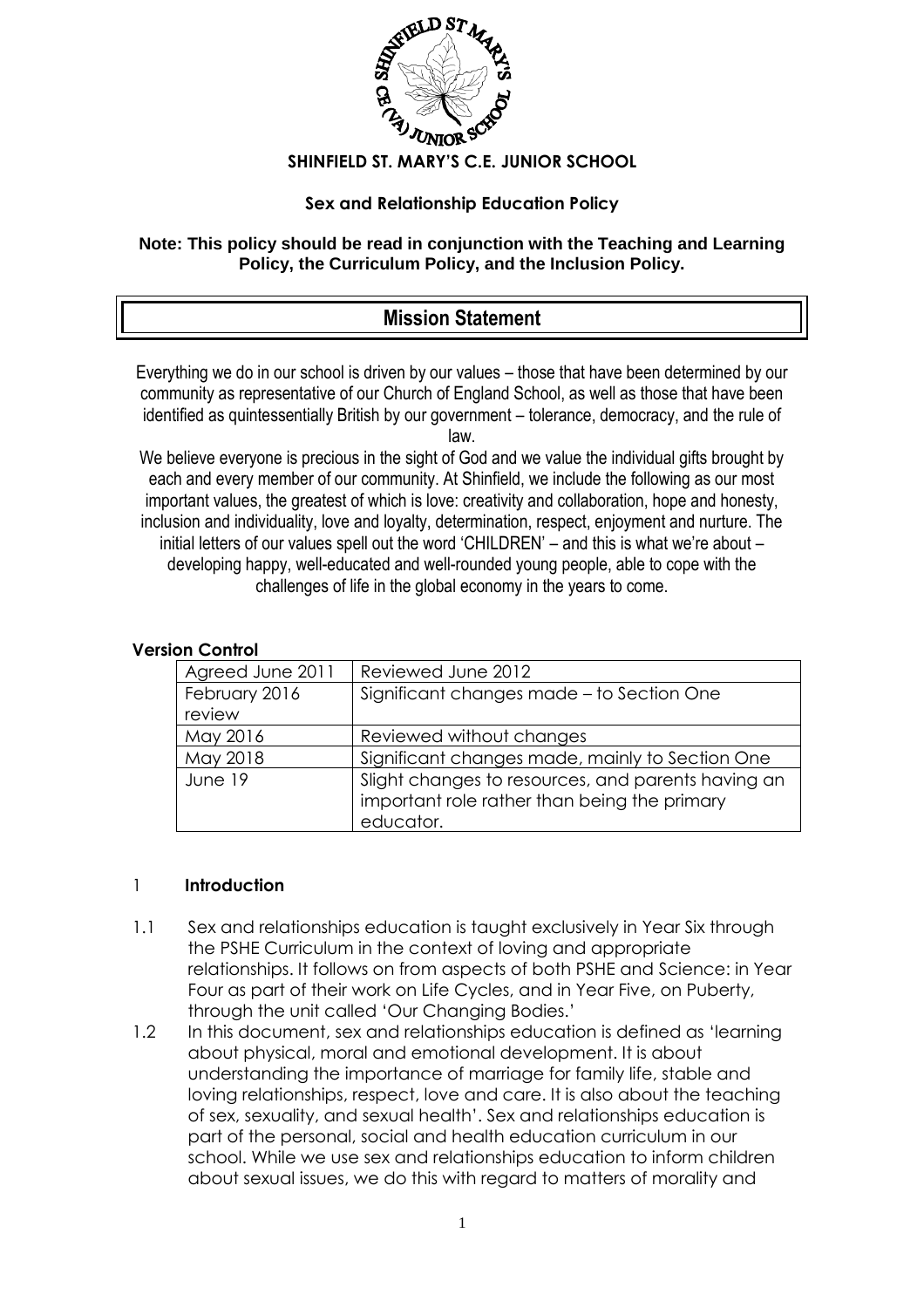**SHINFIELD ST. MARY'S C.E. JUNIOR SCHOOL**

**Sex and Relationship Education Policy**

**Note: This policy should be read in conjunction with the Teaching and Learning Policy, the Curriculum Policy, and the Inclusion Policy.**

## Mission Statement

Everything we do in our school is driven by our values – those that have been determined by our community as representative of our Church of England School, as well as those that have been identified as quintessentially British by our government – tolerance, democracy, and the rule of law.

We believe everyone is precious in the sight of God and we value the individual gifts brought by each and every member of our community. At Shinfield, we include the following as our most important values, the greatest of which is love: creativity and collaboration, hope and honesty, inclusion and individuality, love and loyalty, determination, respect, enjoyment and nurture. The initial letters of our values spell out the word 'CHILDREN' – and this is what we're about – developing happy, well-educated and well-rounded young people, able to cope with the challenges of life in the global economy in the years to come.

**Version Control**

| Agreed June 2011 | Reviewed June 2012 |
|---|---|
| February 2016 review | Significant changes made – to Section One |
| May 2016 | Reviewed without changes |
| May 2018 | Significant changes made, mainly to Section One |
| June 19 | Slight changes to resources, and parents having an important role rather than being the primary educator. |

## 1 Introduction

1.1 Sex and relationships education is taught exclusively in Year Six through the PSHE Curriculum in the context of loving and appropriate relationships. It follows on from aspects of both PSHE and Science: in Year Four as part of their work on Life Cycles, and in Year Five, on Puberty, through the unit called 'Our Changing Bodies.'

1.2 In this document, sex and relationships education is defined as 'learning about physical, moral and emotional development. It is about understanding the importance of marriage for family life, stable and loving relationships, respect, love and care. It is also about the teaching of sex, sexuality, and sexual health'. Sex and relationships education is part of the personal, social and health education curriculum in our school. While we use sex and relationships education to inform children about sexual issues, we do this with regard to matters of morality and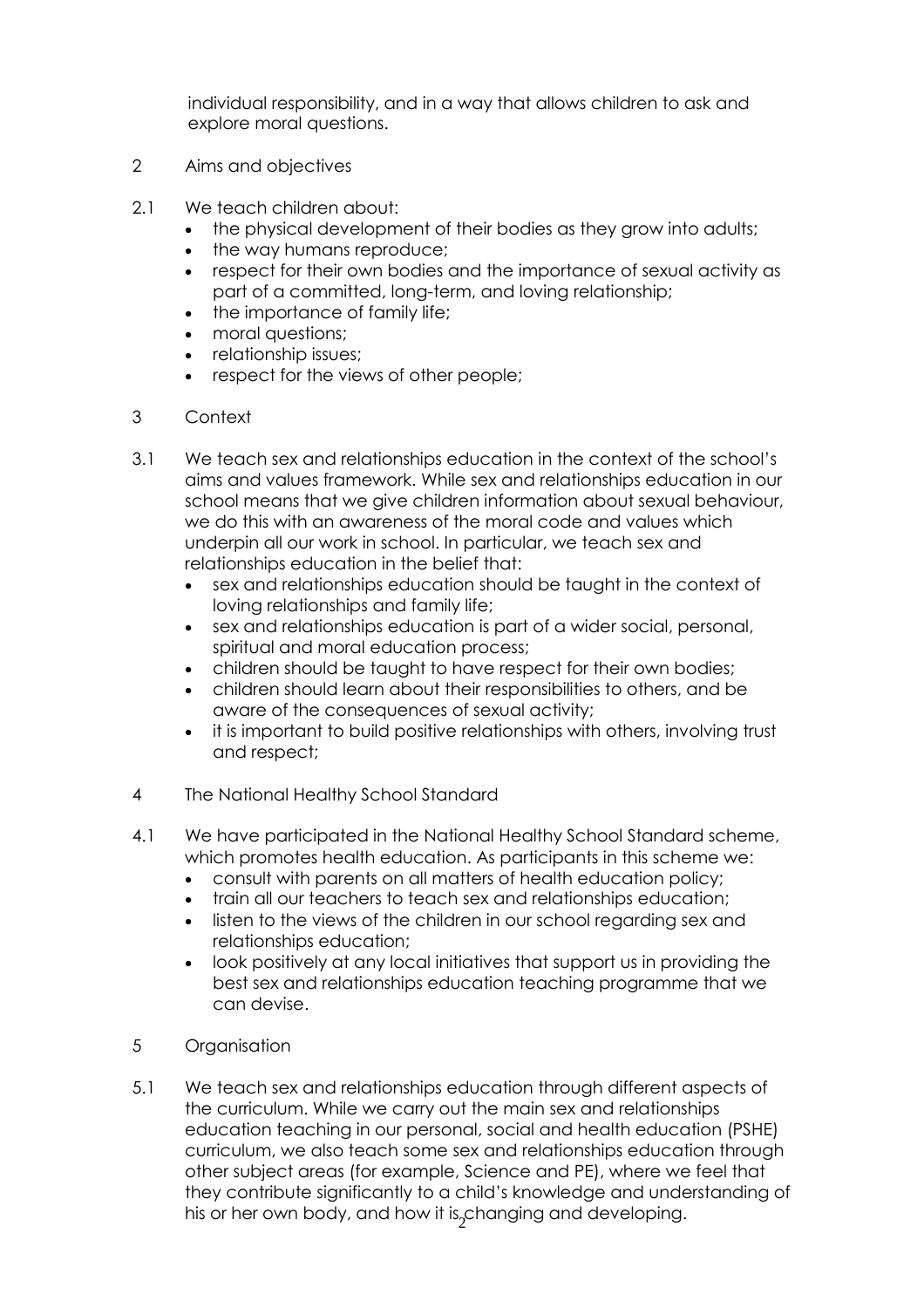individual responsibility, and in a way that allows children to ask and explore moral questions.

## 2 Aims and objectives

2.1 We teach children about:

- the physical development of their bodies as they grow into adults;
- the way humans reproduce;
- respect for their own bodies and the importance of sexual activity as part of a committed, long-term, and loving relationship;
- the importance of family life;
- moral questions;
- relationship issues;
- respect for the views of other people;

## 3 Context

3.1 We teach sex and relationships education in the context of the school's aims and values framework. While sex and relationships education in our school means that we give children information about sexual behaviour, we do this with an awareness of the moral code and values which underpin all our work in school. In particular, we teach sex and relationships education in the belief that:

- sex and relationships education should be taught in the context of loving relationships and family life;
- sex and relationships education is part of a wider social, personal, spiritual and moral education process;
- children should be taught to have respect for their own bodies;
- children should learn about their responsibilities to others, and be aware of the consequences of sexual activity;
- it is important to build positive relationships with others, involving trust and respect;

## 4 The National Healthy School Standard

4.1 We have participated in the National Healthy School Standard scheme, which promotes health education. As participants in this scheme we:

- consult with parents on all matters of health education policy;
- train all our teachers to teach sex and relationships education;
- listen to the views of the children in our school regarding sex and relationships education;
- look positively at any local initiatives that support us in providing the best sex and relationships education teaching programme that we can devise.

## 5 Organisation

5.1 We teach sex and relationships education through different aspects of the curriculum. While we carry out the main sex and relationships education teaching in our personal, social and health education (PSHE) curriculum, we also teach some sex and relationships education through other subject areas (for example, Science and PE), where we feel that they contribute significantly to a child's knowledge and understanding of his or her own body, and how it is changing and developing.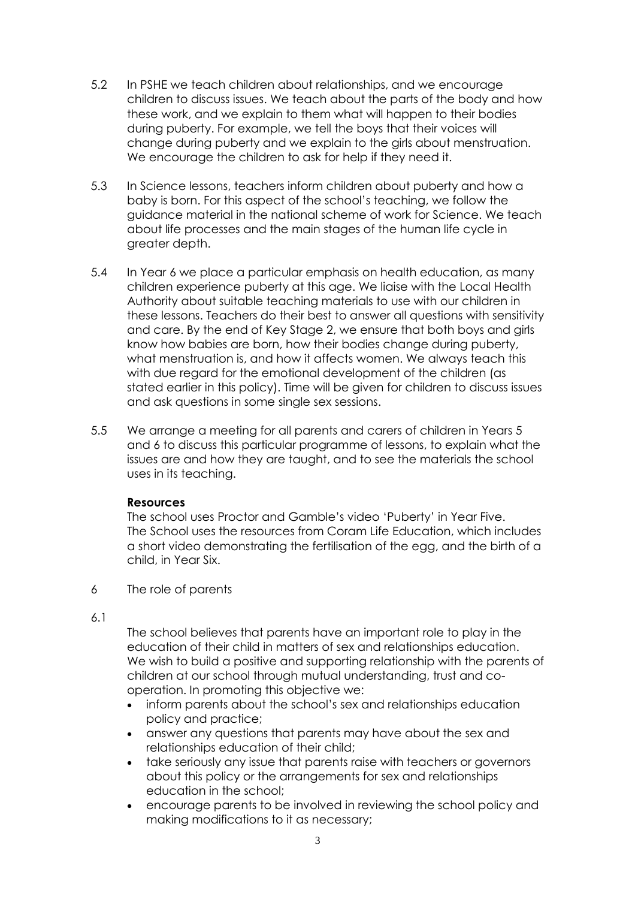5.2 In PSHE we teach children about relationships, and we encourage children to discuss issues. We teach about the parts of the body and how these work, and we explain to them what will happen to their bodies during puberty. For example, we tell the boys that their voices will change during puberty and we explain to the girls about menstruation. We encourage the children to ask for help if they need it.

5.3 In Science lessons, teachers inform children about puberty and how a baby is born. For this aspect of the school's teaching, we follow the guidance material in the national scheme of work for Science. We teach about life processes and the main stages of the human life cycle in greater depth.

5.4 In Year 6 we place a particular emphasis on health education, as many children experience puberty at this age. We liaise with the Local Health Authority about suitable teaching materials to use with our children in these lessons. Teachers do their best to answer all questions with sensitivity and care. By the end of Key Stage 2, we ensure that both boys and girls know how babies are born, how their bodies change during puberty, what menstruation is, and how it affects women. We always teach this with due regard for the emotional development of the children (as stated earlier in this policy). Time will be given for children to discuss issues and ask questions in some single sex sessions.

5.5 We arrange a meeting for all parents and carers of children in Years 5 and 6 to discuss this particular programme of lessons, to explain what the issues are and how they are taught, and to see the materials the school uses in its teaching.

**Resources**

The school uses Proctor and Gamble's video 'Puberty' in Year Five.
The School uses the resources from Coram Life Education, which includes a short video demonstrating the fertilisation of the egg, and the birth of a child, in Year Six.

6 The role of parents

6.1

The school believes that parents have an important role to play in the education of their child in matters of sex and relationships education. We wish to build a positive and supporting relationship with the parents of children at our school through mutual understanding, trust and co-operation. In promoting this objective we:

- inform parents about the school's sex and relationships education policy and practice;
- answer any questions that parents may have about the sex and relationships education of their child;
- take seriously any issue that parents raise with teachers or governors about this policy or the arrangements for sex and relationships education in the school;
- encourage parents to be involved in reviewing the school policy and making modifications to it as necessary;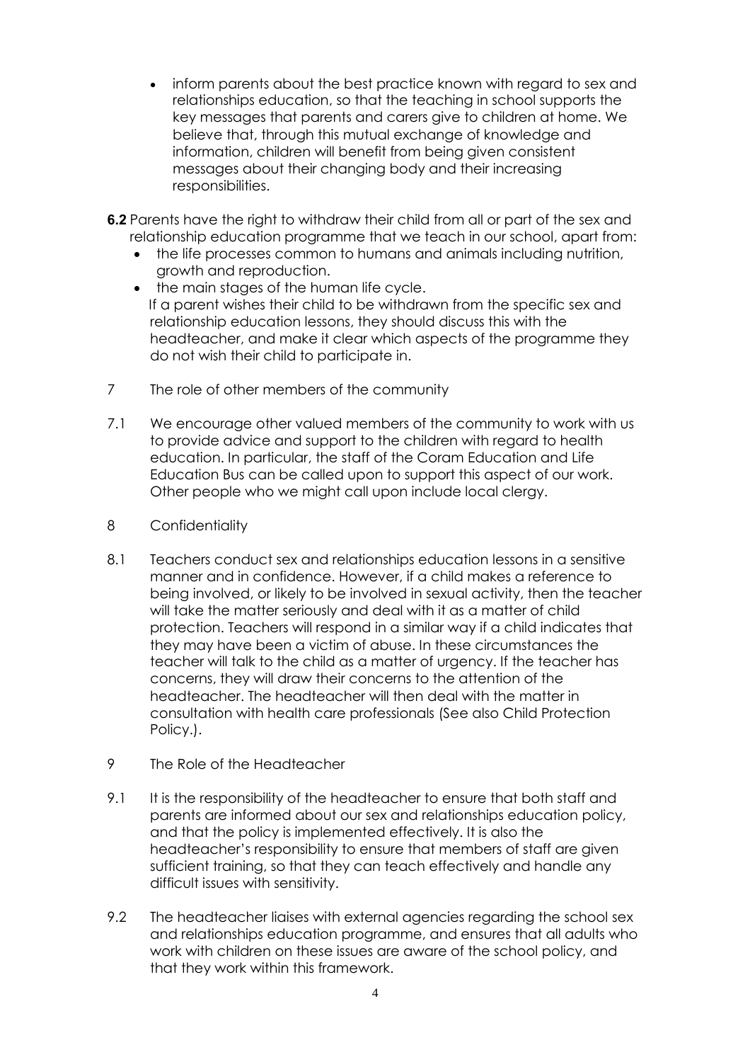- inform parents about the best practice known with regard to sex and relationships education, so that the teaching in school supports the key messages that parents and carers give to children at home. We believe that, through this mutual exchange of knowledge and information, children will benefit from being given consistent messages about their changing body and their increasing responsibilities.

**6.2** Parents have the right to withdraw their child from all or part of the sex and relationship education programme that we teach in our school, apart from:

- the life processes common to humans and animals including nutrition, growth and reproduction.
- the main stages of the human life cycle.

If a parent wishes their child to be withdrawn from the specific sex and relationship education lessons, they should discuss this with the headteacher, and make it clear which aspects of the programme they do not wish their child to participate in.

## 7 The role of other members of the community

7.1 We encourage other valued members of the community to work with us to provide advice and support to the children with regard to health education. In particular, the staff of the Coram Education and Life Education Bus can be called upon to support this aspect of our work. Other people who we might call upon include local clergy.

## 8 Confidentiality

8.1 Teachers conduct sex and relationships education lessons in a sensitive manner and in confidence. However, if a child makes a reference to being involved, or likely to be involved in sexual activity, then the teacher will take the matter seriously and deal with it as a matter of child protection. Teachers will respond in a similar way if a child indicates that they may have been a victim of abuse. In these circumstances the teacher will talk to the child as a matter of urgency. If the teacher has concerns, they will draw their concerns to the attention of the headteacher. The headteacher will then deal with the matter in consultation with health care professionals (See also Child Protection Policy.).

## 9 The Role of the Headteacher

9.1 It is the responsibility of the headteacher to ensure that both staff and parents are informed about our sex and relationships education policy, and that the policy is implemented effectively. It is also the headteacher's responsibility to ensure that members of staff are given sufficient training, so that they can teach effectively and handle any difficult issues with sensitivity.

9.2 The headteacher liaises with external agencies regarding the school sex and relationships education programme, and ensures that all adults who work with children on these issues are aware of the school policy, and that they work within this framework.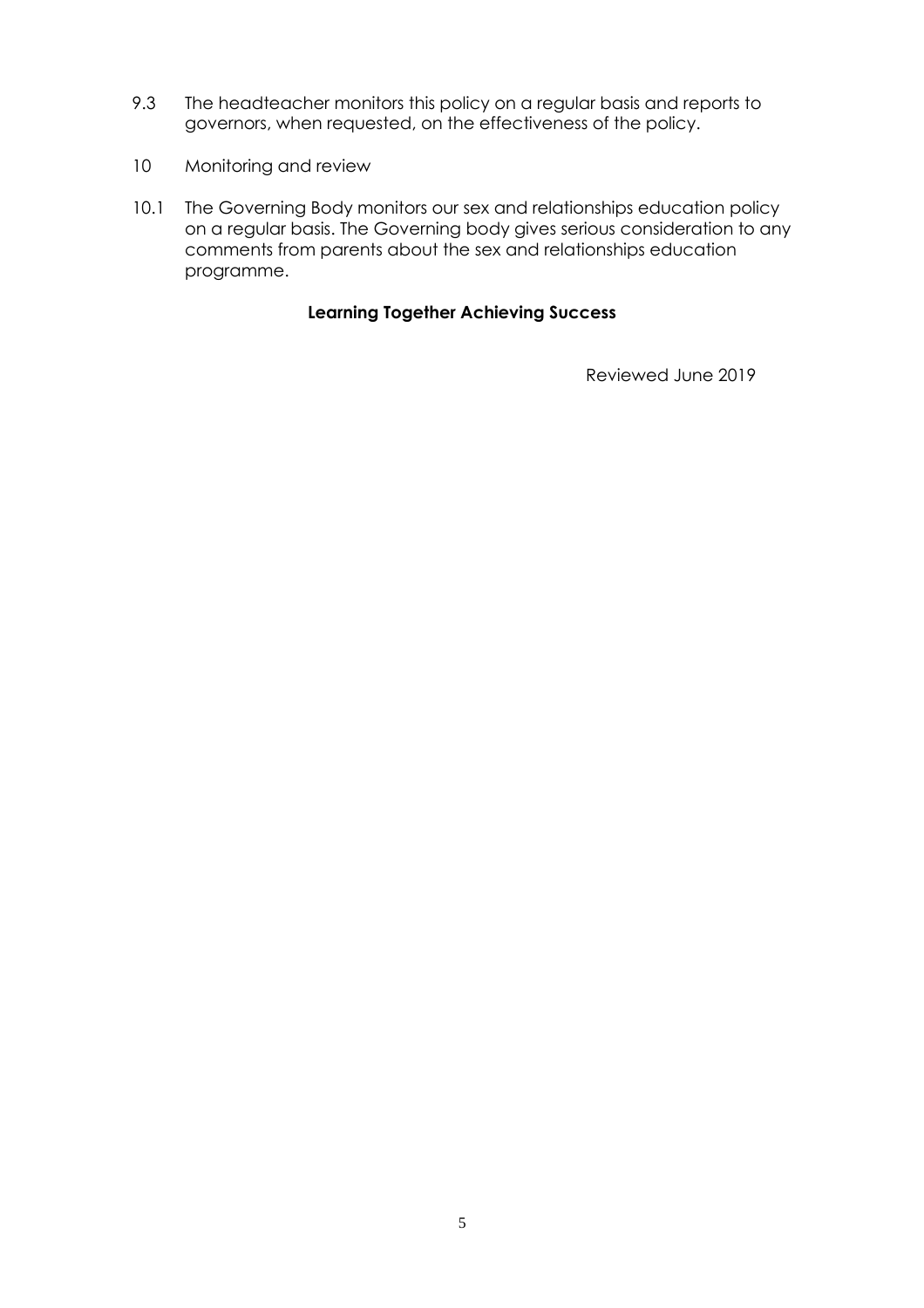9.3 The headteacher monitors this policy on a regular basis and reports to governors, when requested, on the effectiveness of the policy.

## 10 Monitoring and review

10.1 The Governing Body monitors our sex and relationships education policy on a regular basis. The Governing body gives serious consideration to any comments from parents about the sex and relationships education programme.

**Learning Together Achieving Success**

Reviewed June 2019